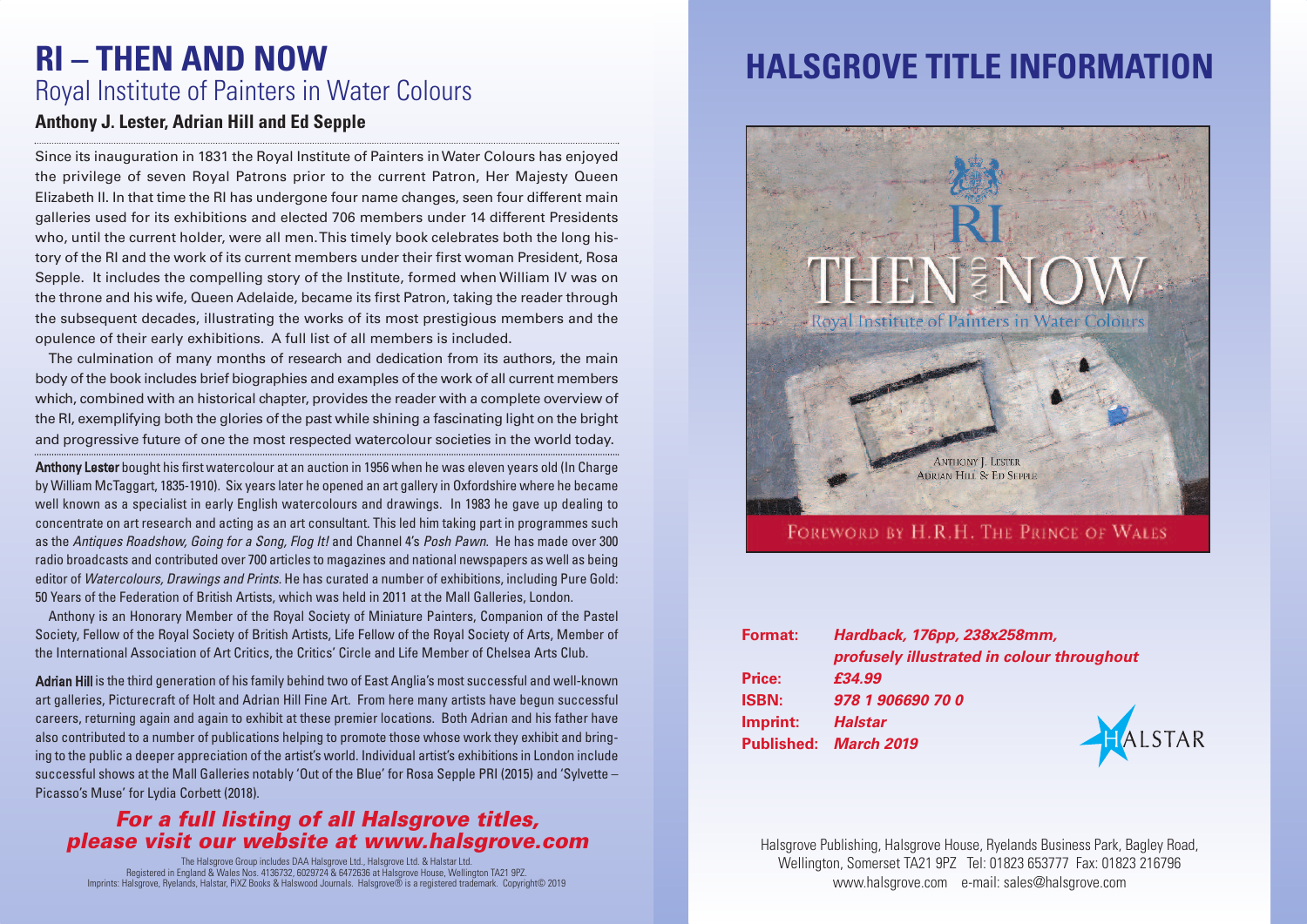# RI – THEN AND NOW

## Royal Institute of Painters in Water Colours

### Anthony J. Lester, Adrian Hill and Ed Sepple

Since its inauguration in 1831 the Royal Institute of Painters in Water Colours has enjoyed the privilege of seven Royal Patrons prior to the current Patron, Her Majesty Queen Elizabeth II. In that time the RI has undergone four name changes, seen four different main galleries used for its exhibitions and elected 706 members under 14 different Presidents who, until the current holder, were all men. This timely book celebrates both the long history of the RI and the work of its current members under their first woman President, Rosa Sepple. It includes the compelling story of the Institute, formed when William IV was on the throne and his wife, Queen Adelaide, became its first Patron, taking the reader through the subsequent decades, illustrating the works of its most prestigious members and the opulence of their early exhibitions. A full list of all members is included.

The culmination of many months of research and dedication from its authors, the main body of the book includes brief biographies and examples of the work of all current members which, combined with an historical chapter, provides the reader with a complete overview of the RI, exemplifying both the glories of the past while shining a fascinating light on the bright and progressive future of one the most respected watercolour societies in the world today.

**Anthony Lester** bought his first watercolour at an auction in 1956 when he was eleven years old (In Charge by William McTaggart, 1835-1910). Six years later he opened an art gallery in Oxfordshire where he became well known as a specialist in early English watercolours and drawings. In 1983 he gave up dealing to concentrate on art research and acting as an art consultant. This led him taking part in programmes such as the *Antiques Roadshow, Going for a Song, Flog It!* and Channel 4's *Posh Pawn*. He has made over 300 radio broadcasts and contributed over 700 articles to magazines and national newspapers as well as being editor of *Watercolours, Drawings and Prints*. He has curated a number of exhibitions, including Pure Gold: 50 Years of the Federation of British Artists, which was held in 2011 at the Mall Galleries, London.

Anthony is an Honorary Member of the Royal Society of Miniature Painters, Companion of the Pastel Society, Fellow of the Royal Society of British Artists, Life Fellow of the Royal Society of Arts, Member of the International Association of Art Critics, the Critics' Circle and Life Member of Chelsea Arts Club.

**Adrian Hill** is the third generation of his family behind two of East Anglia's most successful and well-known art galleries, Picturecraft of Holt and Adrian Hill Fine Art. From here many artists have begun successful careers, returning again and again to exhibit at these premier locations. Both Adrian and his father have also contributed to a number of publications helping to promote those whose work they exhibit and bringing to the public a deeper appreciation of the artist's world. Individual artist's exhibitions in London include successful shows at the Mall Galleries notably 'Out of the Blue' for Rosa Sepple PRI (2015) and 'Sylvette – Picasso's Muse' for Lydia Corbett (2018).

***For a full listing of all Halsgrove titles, please visit our website at www.halsgrove.com***

The Halsgrove Group includes DAA Halsgrove Ltd., Halsgrove Ltd. & Halstar Ltd.
Registered in England & Wales Nos. 4136732, 6029724 & 6472636 at Halsgrove House, Wellington TA21 9PZ.
Imprints: Halsgrove, Ryelands, Halstar, PiXZ Books & Halswood Journals. Halsgrove® is a registered trademark. Copyright© 2019

# HALSGROVE TITLE INFORMATION

RI
THEN AND NOW
Royal Institute of Painters in Water Colours
Anthony J. Lester
Adrian Hill & Ed Sepple
Foreword by H.R.H. The Prince of Wales

| | |
|---|---|
| **Format:** | ***Hardback, 176pp, 238x258mm, profusely illustrated in colour throughout*** |
| **Price:** | ***£34.99*** |
| **ISBN:** | ***978 1 906690 70 0*** |
| **Imprint:** | ***Halstar*** |
| **Published:** | ***March 2019*** |

HALSTAR

Halsgrove Publishing, Halsgrove House, Ryelands Business Park, Bagley Road, Wellington, Somerset TA21 9PZ Tel: 01823 653777 Fax: 01823 216796
www.halsgrove.com e-mail: sales@halsgrove.com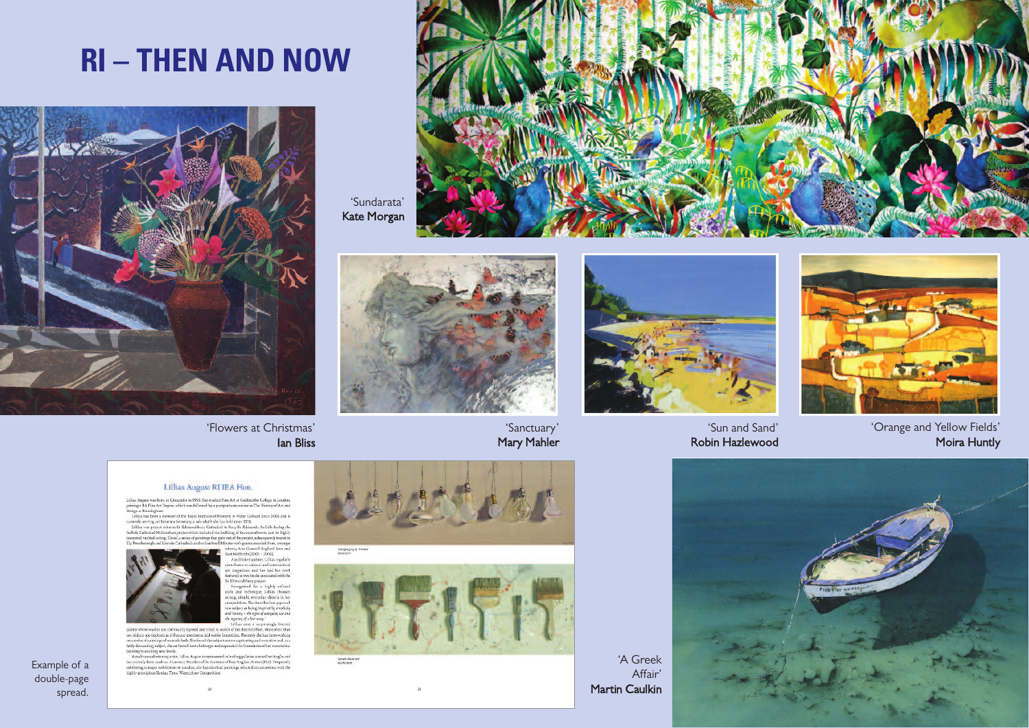# RI – THEN AND NOW

'Sundarata'
**Kate Morgan**

'Flowers at Christmas'
**Ian Bliss**

'Sanctuary'
**Mary Mahler**

'Sun and Sand'
**Robin Hazlewood**

'Orange and Yellow Fields'
**Moira Huntly**

Example of a double-page spread.

'A Greek Affair'
**Martin Caulkin**